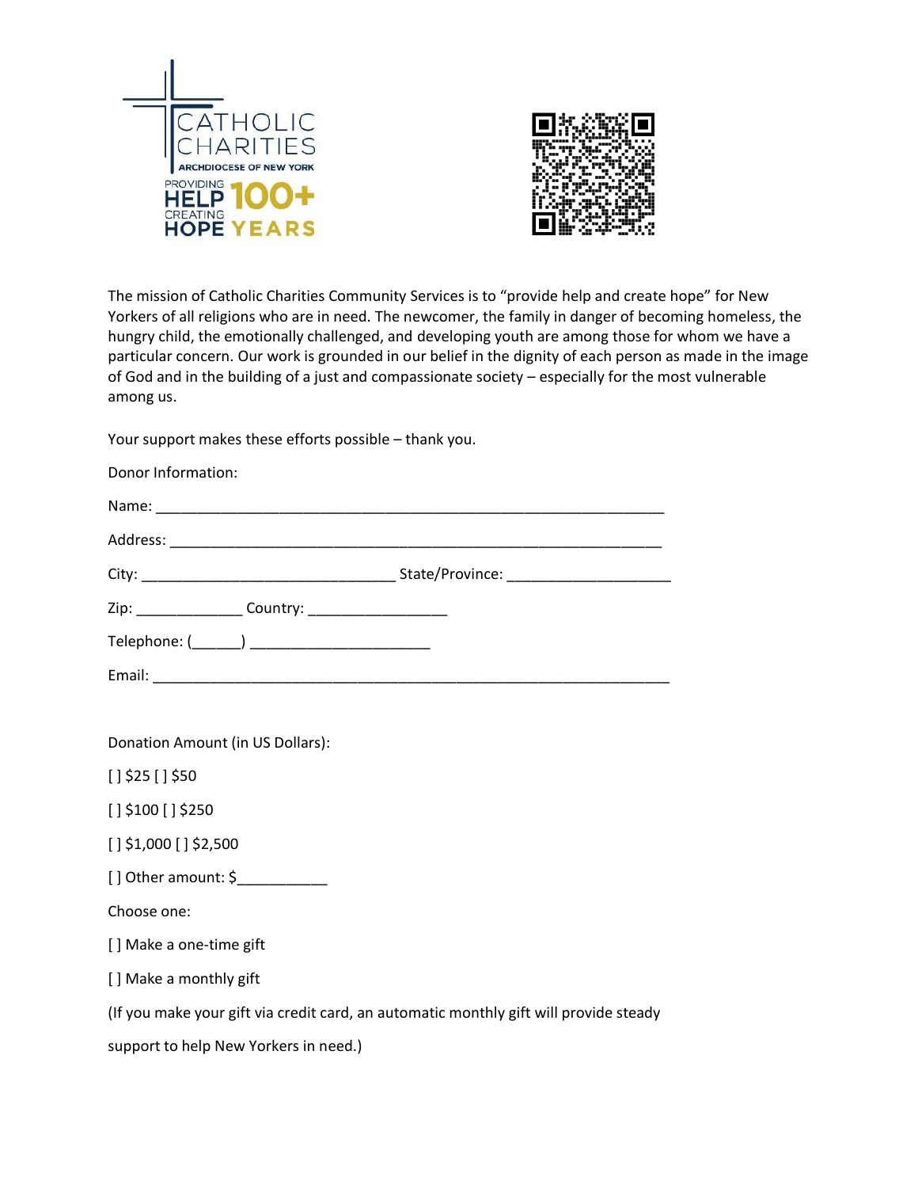The mission of Catholic Charities Community Services is to "provide help and create hope" for New Yorkers of all religions who are in need. The newcomer, the family in danger of becoming homeless, the hungry child, the emotionally challenged, and developing youth are among those for whom we have a particular concern. Our work is grounded in our belief in the dignity of each person as made in the image of God and in the building of a just and compassionate society – especially for the most vulnerable among us.

Your support makes these efforts possible – thank you.

Donor Information:

Name: ___________________________________________________________

Address: _________________________________________________________

City: ____________________________ State/Province: ___________________

Zip: ____________ Country: ________________

Telephone: (______) _____________________

Email: ___________________________________________________________

Donation Amount (in US Dollars):

[ ] $25 [ ] $50

[ ] $100 [ ] $250

[ ] $1,000 [ ] $2,500

[ ] Other amount: $__________

Choose one:

[ ] Make a one-time gift

[ ] Make a monthly gift

(If you make your gift via credit card, an automatic monthly gift will provide steady support to help New Yorkers in need.)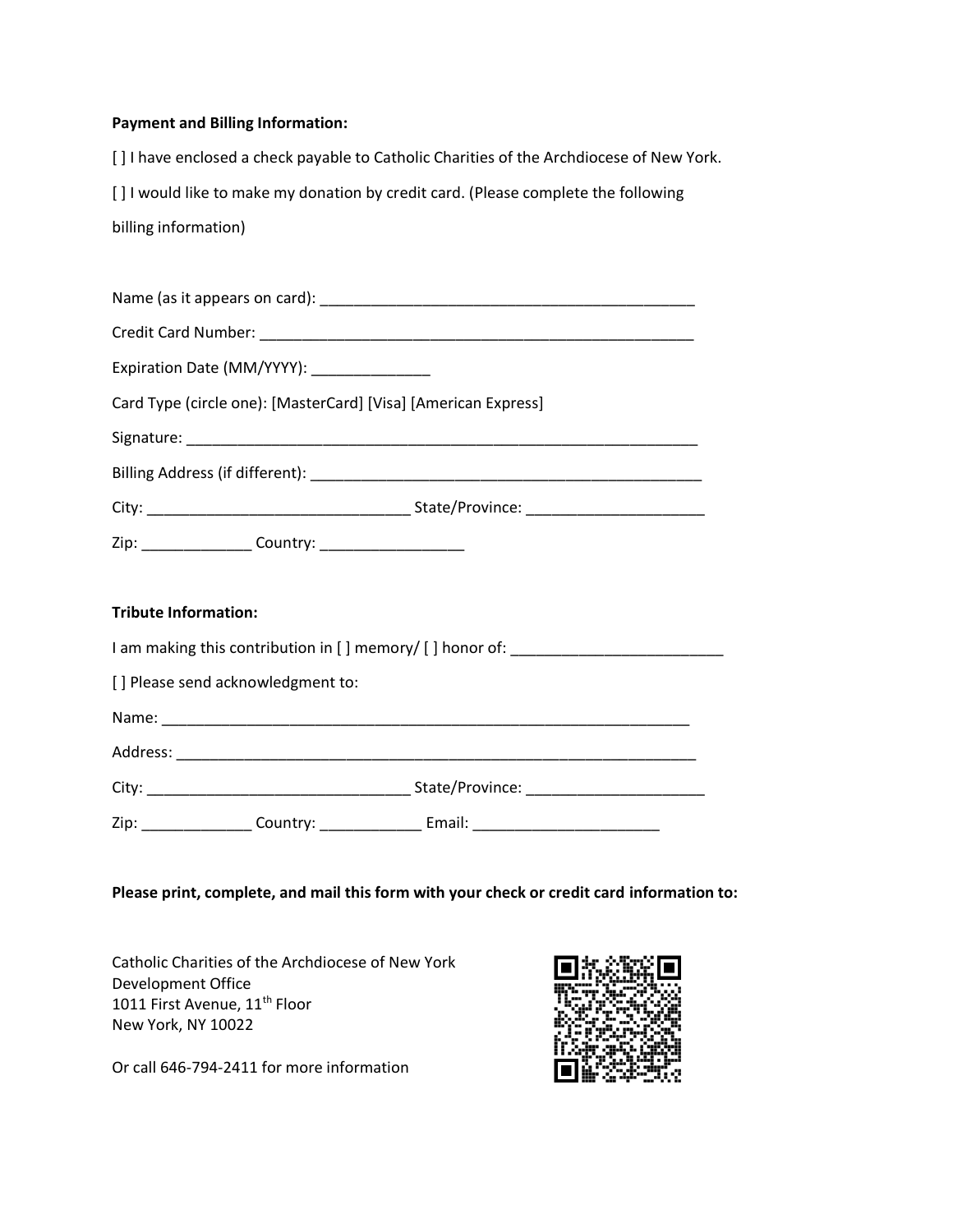**Payment and Billing Information:**

[ ] I have enclosed a check payable to Catholic Charities of the Archdiocese of New York.

[ ] I would like to make my donation by credit card. (Please complete the following billing information)

Name (as it appears on card): _____________________________________________

Credit Card Number: _____________________________________________________

Expiration Date (MM/YYYY): ______________

Card Type (circle one): [MasterCard] [Visa] [American Express]

Signature: ______________________________________________________________

Billing Address (if different): _______________________________________________

City: ______________________________ State/Province: _____________________

Zip: _____________ Country: _________________

**Tribute Information:**

I am making this contribution in [ ] memory/ [ ] honor of: _________________________

[ ] Please send acknowledgment to:

Name: _______________________________________________________________

Address: _____________________________________________________________

City: ______________________________ State/Province: _____________________

Zip: _____________ Country: ____________ Email: ______________________

**Please print, complete, and mail this form with your check or credit card information to:**

Catholic Charities of the Archdiocese of New York
Development Office
1011 First Avenue, 11th Floor
New York, NY 10022

Or call 646-794-2411 for more information